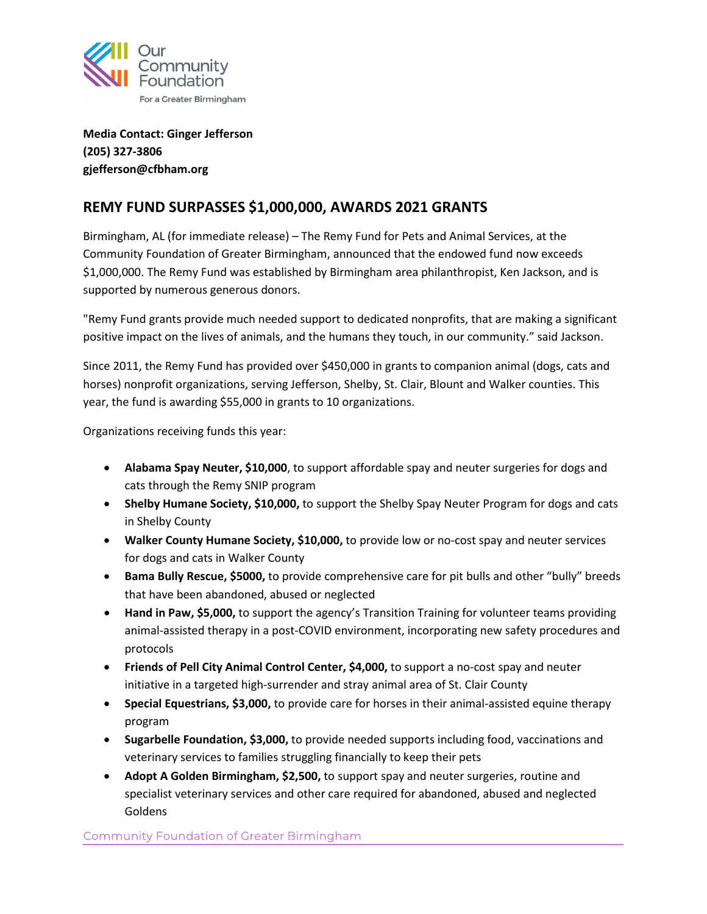Our Community Foundation
For a Greater Birmingham

**Media Contact: Ginger Jefferson**
**(205) 327-3806**
**gjefferson@cfbham.org**

## REMY FUND SURPASSES $1,000,000, AWARDS 2021 GRANTS

Birmingham, AL (for immediate release) – The Remy Fund for Pets and Animal Services, at the Community Foundation of Greater Birmingham, announced that the endowed fund now exceeds $1,000,000. The Remy Fund was established by Birmingham area philanthropist, Ken Jackson, and is supported by numerous generous donors.

"Remy Fund grants provide much needed support to dedicated nonprofits, that are making a significant positive impact on the lives of animals, and the humans they touch, in our community." said Jackson.

Since 2011, the Remy Fund has provided over $450,000 in grants to companion animal (dogs, cats and horses) nonprofit organizations, serving Jefferson, Shelby, St. Clair, Blount and Walker counties. This year, the fund is awarding $55,000 in grants to 10 organizations.

Organizations receiving funds this year:

- **Alabama Spay Neuter, $10,000**, to support affordable spay and neuter surgeries for dogs and cats through the Remy SNIP program
- **Shelby Humane Society, $10,000,** to support the Shelby Spay Neuter Program for dogs and cats in Shelby County
- **Walker County Humane Society, $10,000,** to provide low or no-cost spay and neuter services for dogs and cats in Walker County
- **Bama Bully Rescue, $5000,** to provide comprehensive care for pit bulls and other "bully" breeds that have been abandoned, abused or neglected
- **Hand in Paw, $5,000,** to support the agency's Transition Training for volunteer teams providing animal-assisted therapy in a post-COVID environment, incorporating new safety procedures and protocols
- **Friends of Pell City Animal Control Center, $4,000,** to support a no-cost spay and neuter initiative in a targeted high-surrender and stray animal area of St. Clair County
- **Special Equestrians, $3,000,** to provide care for horses in their animal-assisted equine therapy program
- **Sugarbelle Foundation, $3,000,** to provide needed supports including food, vaccinations and veterinary services to families struggling financially to keep their pets
- **Adopt A Golden Birmingham, $2,500,** to support spay and neuter surgeries, routine and specialist veterinary services and other care required for abandoned, abused and neglected Goldens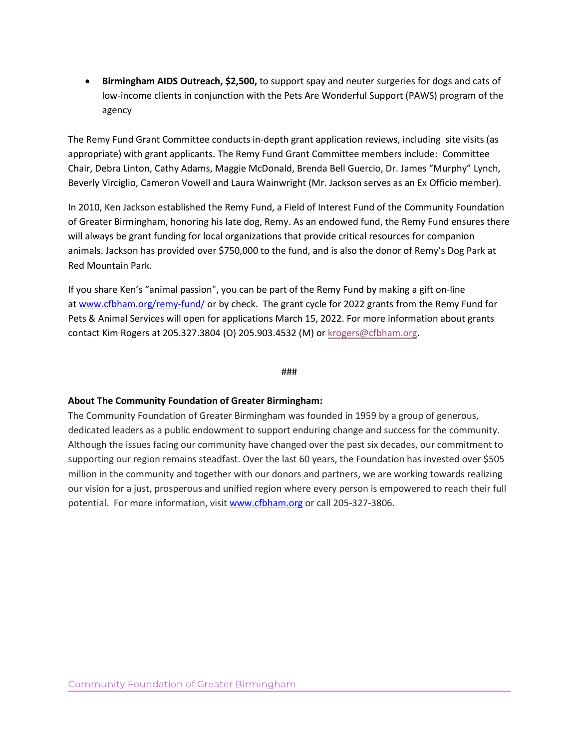- **Birmingham AIDS Outreach, $2,500,** to support spay and neuter surgeries for dogs and cats of low-income clients in conjunction with the Pets Are Wonderful Support (PAWS) program of the agency

The Remy Fund Grant Committee conducts in-depth grant application reviews, including site visits (as appropriate) with grant applicants. The Remy Fund Grant Committee members include: Committee Chair, Debra Linton, Cathy Adams, Maggie McDonald, Brenda Bell Guercio, Dr. James "Murphy" Lynch, Beverly Virciglio, Cameron Vowell and Laura Wainwright (Mr. Jackson serves as an Ex Officio member).

In 2010, Ken Jackson established the Remy Fund, a Field of Interest Fund of the Community Foundation of Greater Birmingham, honoring his late dog, Remy. As an endowed fund, the Remy Fund ensures there will always be grant funding for local organizations that provide critical resources for companion animals. Jackson has provided over $750,000 to the fund, and is also the donor of Remy's Dog Park at Red Mountain Park.

If you share Ken's "animal passion", you can be part of the Remy Fund by making a gift on-line at www.cfbham.org/remy-fund/ or by check. The grant cycle for 2022 grants from the Remy Fund for Pets & Animal Services will open for applications March 15, 2022. For more information about grants contact Kim Rogers at 205.327.3804 (O) 205.903.4532 (M) or krogers@cfbham.org.

###

**About The Community Foundation of Greater Birmingham:**

The Community Foundation of Greater Birmingham was founded in 1959 by a group of generous, dedicated leaders as a public endowment to support enduring change and success for the community. Although the issues facing our community have changed over the past six decades, our commitment to supporting our region remains steadfast. Over the last 60 years, the Foundation has invested over $505 million in the community and together with our donors and partners, we are working towards realizing our vision for a just, prosperous and unified region where every person is empowered to reach their full potential. For more information, visit www.cfbham.org or call 205-327-3806.